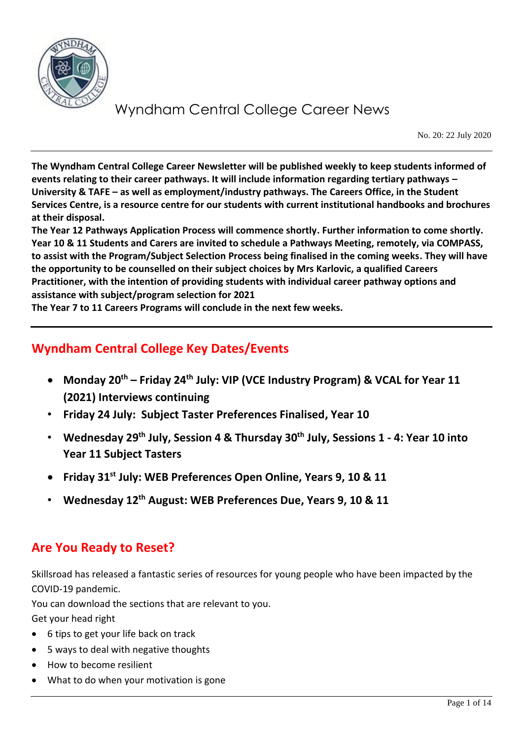# Wyndham Central College Career News

No. 20: 22 July 2020

**The Wyndham Central College Career Newsletter will be published weekly to keep students informed of events relating to their career pathways. It will include information regarding tertiary pathways – University & TAFE – as well as employment/industry pathways. The Careers Office, in the Student Services Centre, is a resource centre for our students with current institutional handbooks and brochures at their disposal.**

**The Year 12 Pathways Application Process will commence shortly. Further information to come shortly. Year 10 & 11 Students and Carers are invited to schedule a Pathways Meeting, remotely, via COMPASS, to assist with the Program/Subject Selection Process being finalised in the coming weeks. They will have the opportunity to be counselled on their subject choices by Mrs Karlovic, a qualified Careers Practitioner, with the intention of providing students with individual career pathway options and assistance with subject/program selection for 2021**

**The Year 7 to 11 Careers Programs will conclude in the next few weeks.**

## Wyndham Central College Key Dates/Events

- **Monday 20th – Friday 24th July: VIP (VCE Industry Program) & VCAL for Year 11 (2021) Interviews continuing**
- **Friday 24 July: Subject Taster Preferences Finalised, Year 10**
- **Wednesday 29th July, Session 4 & Thursday 30th July, Sessions 1 - 4: Year 10 into Year 11 Subject Tasters**
- **Friday 31st July: WEB Preferences Open Online, Years 9, 10 & 11**
- **Wednesday 12th August: WEB Preferences Due, Years 9, 10 & 11**

## Are You Ready to Reset?

Skillsroad has released a fantastic series of resources for young people who have been impacted by the COVID-19 pandemic.

You can download the sections that are relevant to you.

Get your head right

- 6 tips to get your life back on track
- 5 ways to deal with negative thoughts
- How to become resilient
- What to do when your motivation is gone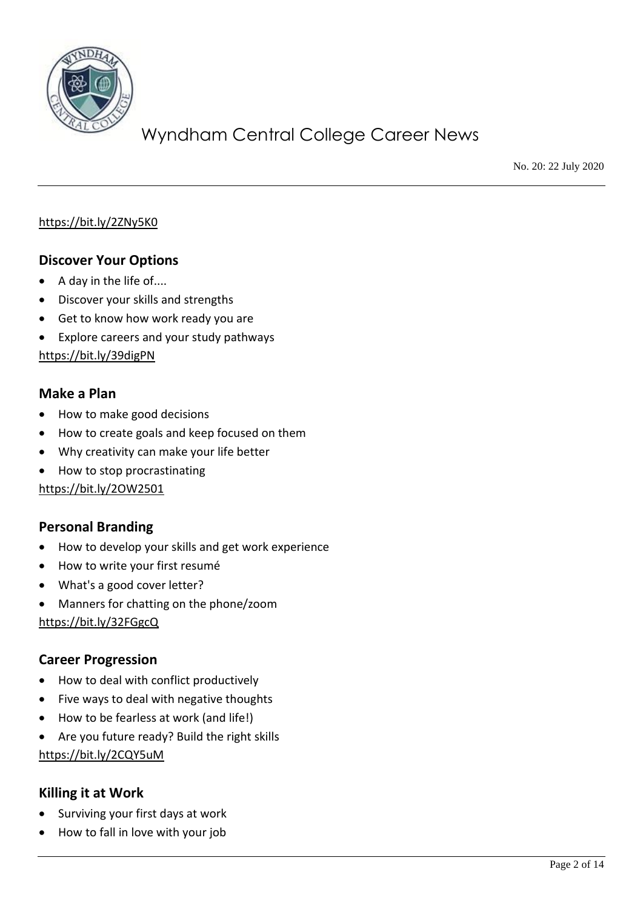https://bit.ly/2ZNy5K0

### Discover Your Options

- A day in the life of....
- Discover your skills and strengths
- Get to know how work ready you are
- Explore careers and your study pathways

https://bit.ly/39digPN

### Make a Plan

- How to make good decisions
- How to create goals and keep focused on them
- Why creativity can make your life better
- How to stop procrastinating

https://bit.ly/2OW2501

### Personal Branding

- How to develop your skills and get work experience
- How to write your first resumé
- What's a good cover letter?
- Manners for chatting on the phone/zoom

https://bit.ly/32FGgcQ

### Career Progression

- How to deal with conflict productively
- Five ways to deal with negative thoughts
- How to be fearless at work (and life!)
- Are you future ready? Build the right skills

https://bit.ly/2CQY5uM

### Killing it at Work

- Surviving your first days at work
- How to fall in love with your job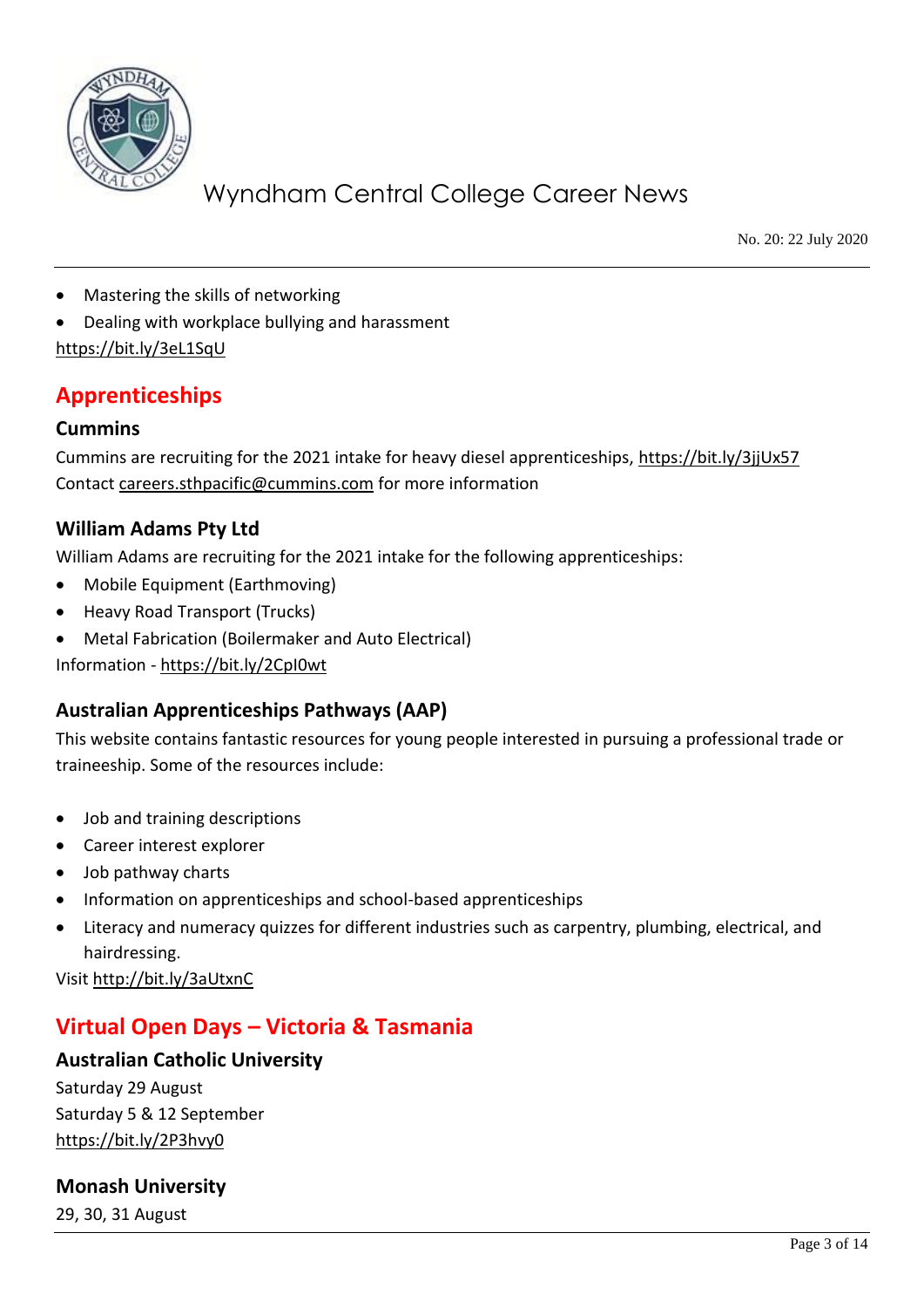- Mastering the skills of networking
- Dealing with workplace bullying and harassment

https://bit.ly/3eL1SqU

## Apprenticeships

### Cummins

Cummins are recruiting for the 2021 intake for heavy diesel apprenticeships, https://bit.ly/3jjUx57
Contact careers.sthpacific@cummins.com for more information

### William Adams Pty Ltd

William Adams are recruiting for the 2021 intake for the following apprenticeships:

- Mobile Equipment (Earthmoving)
- Heavy Road Transport (Trucks)
- Metal Fabrication (Boilermaker and Auto Electrical)

Information - https://bit.ly/2CpI0wt

### Australian Apprenticeships Pathways (AAP)

This website contains fantastic resources for young people interested in pursuing a professional trade or traineeship. Some of the resources include:

- Job and training descriptions
- Career interest explorer
- Job pathway charts
- Information on apprenticeships and school-based apprenticeships
- Literacy and numeracy quizzes for different industries such as carpentry, plumbing, electrical, and hairdressing.

Visit http://bit.ly/3aUtxnC

## Virtual Open Days – Victoria & Tasmania

### Australian Catholic University

Saturday 29 August
Saturday 5 & 12 September
https://bit.ly/2P3hvy0

### Monash University

29, 30, 31 August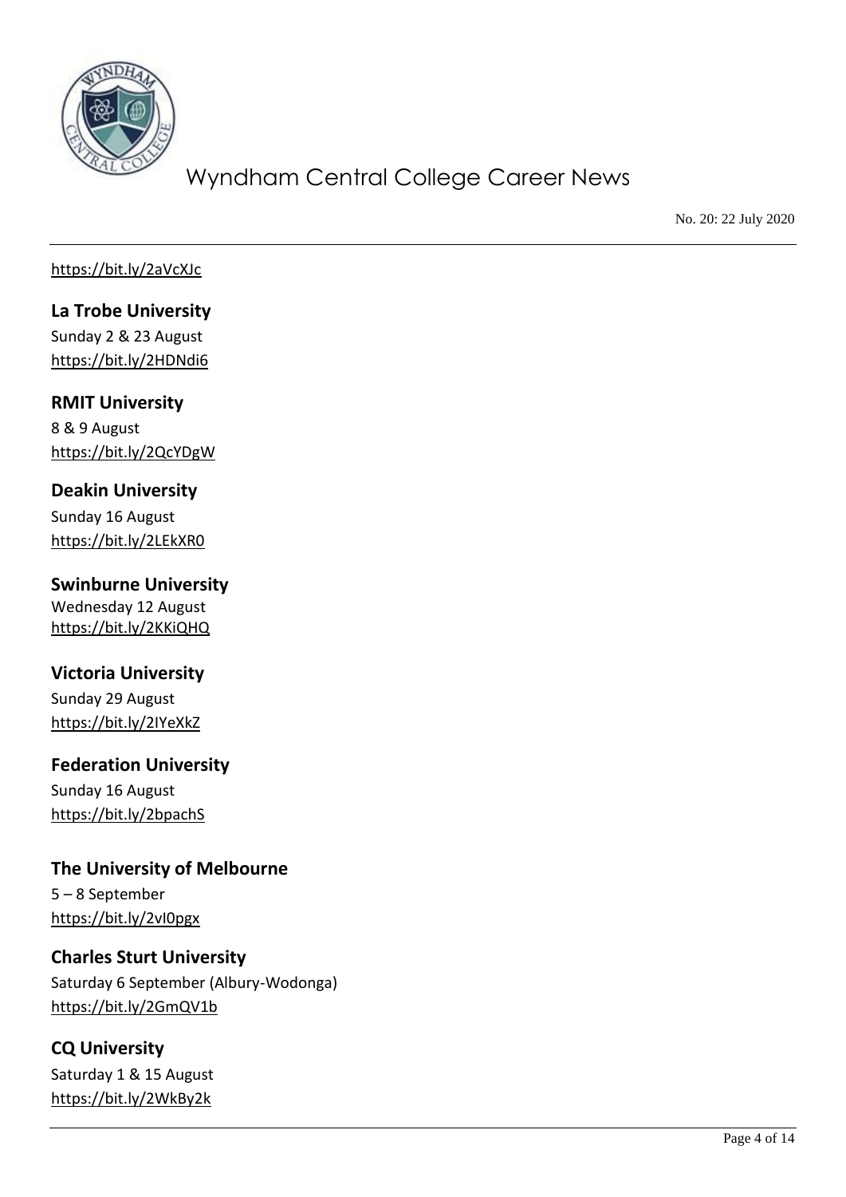https://bit.ly/2aVcXJc

**La Trobe University**
Sunday 2 & 23 August
https://bit.ly/2HDNdi6

**RMIT University**
8 & 9 August
https://bit.ly/2QcYDgW

**Deakin University**
Sunday 16 August
https://bit.ly/2LEkXR0

**Swinburne University**
Wednesday 12 August
https://bit.ly/2KKiQHQ

**Victoria University**
Sunday 29 August
https://bit.ly/2IYeXkZ

**Federation University**
Sunday 16 August
https://bit.ly/2bpachS

**The University of Melbourne**
5 – 8 September
https://bit.ly/2vI0pgx

**Charles Sturt University**
Saturday 6 September (Albury-Wodonga)
https://bit.ly/2GmQV1b

**CQ University**
Saturday 1 & 15 August
https://bit.ly/2WkBy2k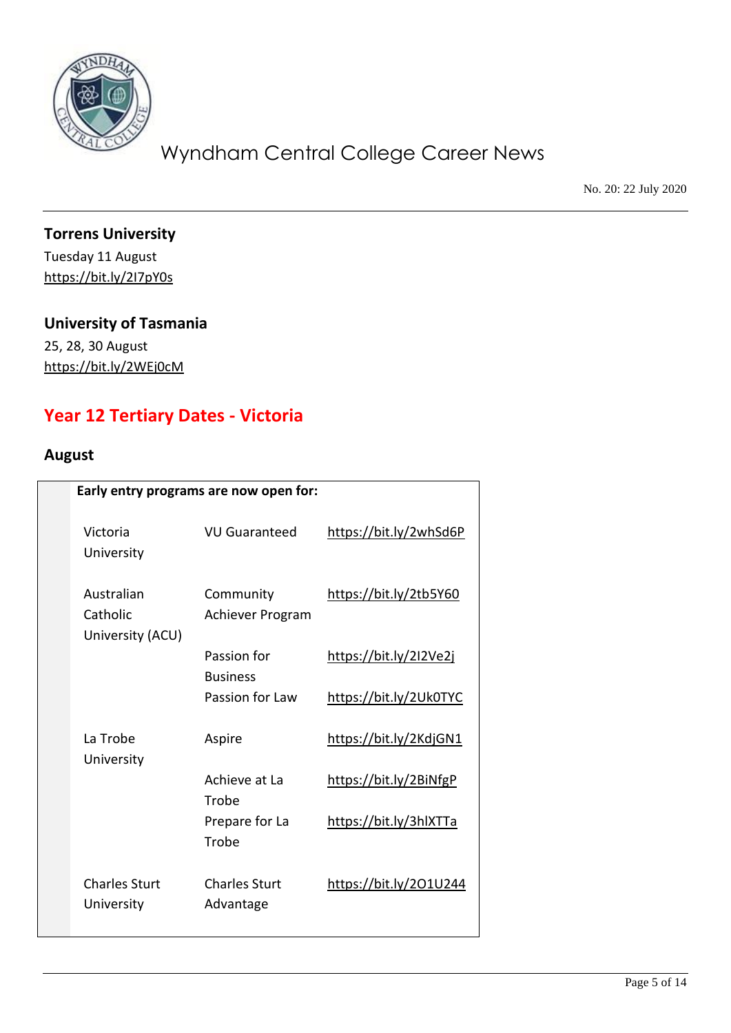### Torrens University

Tuesday 11 August
https://bit.ly/2I7pY0s

### University of Tasmania

25, 28, 30 August
https://bit.ly/2WEj0cM

## Year 12 Tertiary Dates - Victoria

### August

**Early entry programs are now open for:**

| Institution | Program | Link |
|---|---|---|
| Victoria University | VU Guaranteed | https://bit.ly/2whSd6P |
| Australian Catholic University (ACU) | Community Achiever Program | https://bit.ly/2tb5Y60 |
| | Passion for Business | https://bit.ly/2I2Ve2j |
| | Passion for Law | https://bit.ly/2Uk0TYC |
| La Trobe University | Aspire | https://bit.ly/2KdjGN1 |
| | Achieve at La Trobe | https://bit.ly/2BiNfgP |
| | Prepare for La Trobe | https://bit.ly/3hlXTTa |
| Charles Sturt University | Charles Sturt Advantage | https://bit.ly/2O1U244 |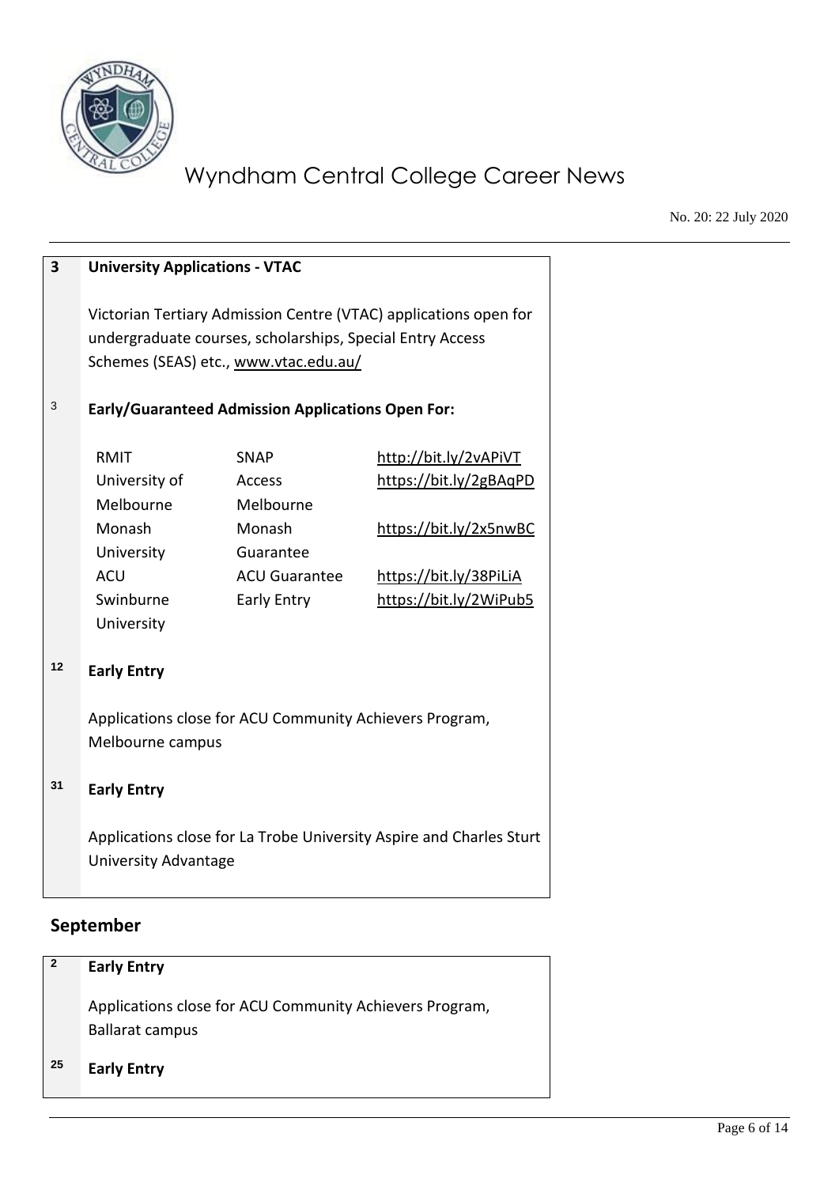| | |
|---|---|
| **3** | **University Applications - VTAC** |
| | Victorian Tertiary Admission Centre (VTAC) applications open for undergraduate courses, scholarships, Special Entry Access Schemes (SEAS) etc., www.vtac.edu.au/ |
| 3 | **Early/Guaranteed Admission Applications Open For:** |

| | | |
|---|---|---|
| RMIT | SNAP | http://bit.ly/2vAPiVT |
| University of Melbourne | Access Melbourne | https://bit.ly/2gBAqPD |
| Monash University | Monash Guarantee | https://bit.ly/2x5nwBC |
| ACU | ACU Guarantee | https://bit.ly/38PiLiA |
| Swinburne University | Early Entry | https://bit.ly/2WiPub5 |

| | |
|---|---|
| **12** | **Early Entry** |
| | Applications close for ACU Community Achievers Program, Melbourne campus |
| **31** | **Early Entry** |
| | Applications close for La Trobe University Aspire and Charles Sturt University Advantage |

## September

| | |
|---|---|
| **2** | **Early Entry** |
| | Applications close for ACU Community Achievers Program, Ballarat campus |
| **25** | **Early Entry** |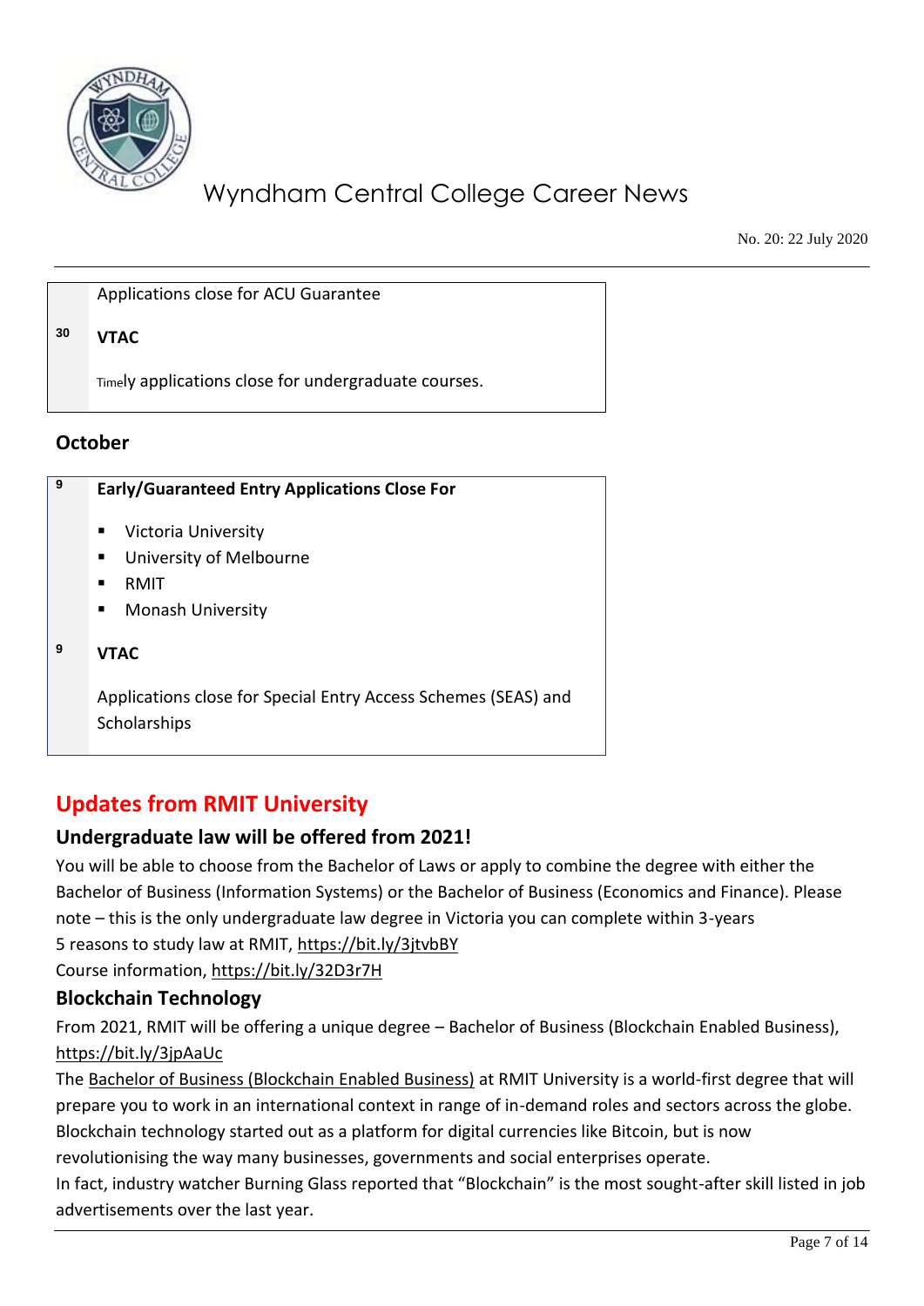| | |
|---|---|
| | Applications close for ACU Guarantee |
| 30 | **VTAC** |
| | Timely applications close for undergraduate courses. |

**October**

| | |
|---|---|
| 9 | **Early/Guaranteed Entry Applications Close For**<br>▪ Victoria University<br>▪ University of Melbourne<br>▪ RMIT<br>▪ Monash University |
| 9 | **VTAC** |
| | Applications close for Special Entry Access Schemes (SEAS) and Scholarships |

## Updates from RMIT University

### Undergraduate law will be offered from 2021!

You will be able to choose from the Bachelor of Laws or apply to combine the degree with either the Bachelor of Business (Information Systems) or the Bachelor of Business (Economics and Finance). Please note – this is the only undergraduate law degree in Victoria you can complete within 3-years
5 reasons to study law at RMIT, https://bit.ly/3jtvbBY
Course information, https://bit.ly/32D3r7H

### Blockchain Technology

From 2021, RMIT will be offering a unique degree – Bachelor of Business (Blockchain Enabled Business), https://bit.ly/3jpAaUc
The Bachelor of Business (Blockchain Enabled Business) at RMIT University is a world-first degree that will prepare you to work in an international context in range of in-demand roles and sectors across the globe.
Blockchain technology started out as a platform for digital currencies like Bitcoin, but is now revolutionising the way many businesses, governments and social enterprises operate.
In fact, industry watcher Burning Glass reported that "Blockchain" is the most sought-after skill listed in job advertisements over the last year.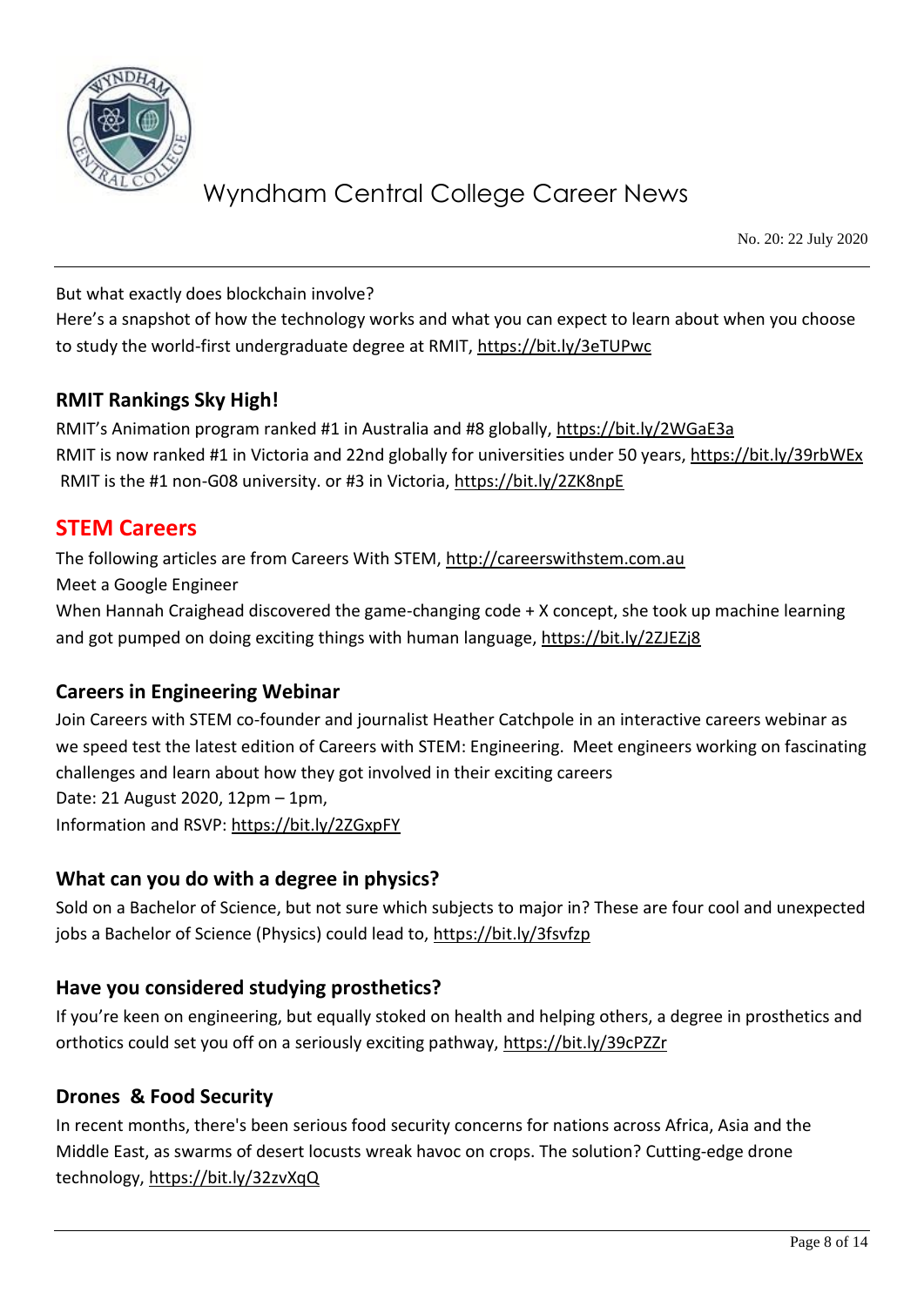But what exactly does blockchain involve?

Here's a snapshot of how the technology works and what you can expect to learn about when you choose to study the world-first undergraduate degree at RMIT, https://bit.ly/3eTUPwc

### RMIT Rankings Sky High!

RMIT's Animation program ranked #1 in Australia and #8 globally, https://bit.ly/2WGaE3a

RMIT is now ranked #1 in Victoria and 22nd globally for universities under 50 years, https://bit.ly/39rbWEx

RMIT is the #1 non-G08 university. or #3 in Victoria, https://bit.ly/2ZK8npE

## STEM Careers

The following articles are from Careers With STEM, http://careerswithstem.com.au

Meet a Google Engineer

When Hannah Craighead discovered the game-changing code + X concept, she took up machine learning and got pumped on doing exciting things with human language, https://bit.ly/2ZJEZj8

### Careers in Engineering Webinar

Join Careers with STEM co-founder and journalist Heather Catchpole in an interactive careers webinar as we speed test the latest edition of Careers with STEM: Engineering. Meet engineers working on fascinating challenges and learn about how they got involved in their exciting careers

Date: 21 August 2020, 12pm – 1pm,

Information and RSVP: https://bit.ly/2ZGxpFY

### What can you do with a degree in physics?

Sold on a Bachelor of Science, but not sure which subjects to major in? These are four cool and unexpected jobs a Bachelor of Science (Physics) could lead to, https://bit.ly/3fsvfzp

### Have you considered studying prosthetics?

If you're keen on engineering, but equally stoked on health and helping others, a degree in prosthetics and orthotics could set you off on a seriously exciting pathway, https://bit.ly/39cPZZr

### Drones & Food Security

In recent months, there's been serious food security concerns for nations across Africa, Asia and the Middle East, as swarms of desert locusts wreak havoc on crops. The solution? Cutting-edge drone technology, https://bit.ly/32zvXqQ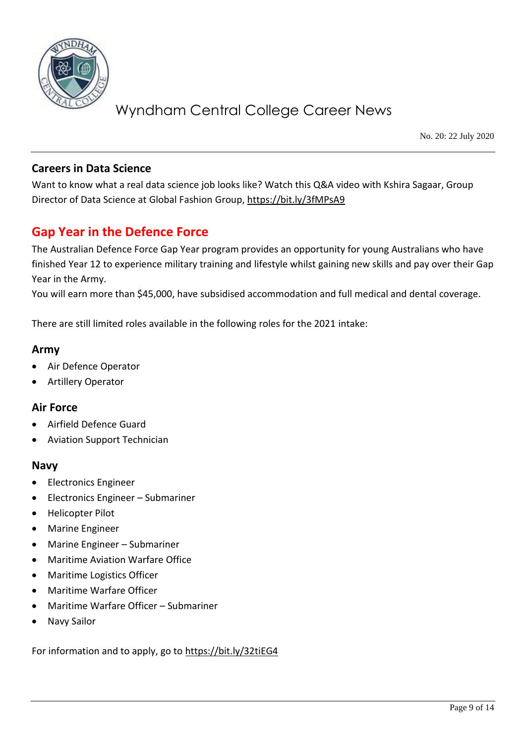## Careers in Data Science

Want to know what a real data science job looks like? Watch this Q&A video with Kshira Sagaar, Group Director of Data Science at Global Fashion Group, https://bit.ly/3fMPsA9

## Gap Year in the Defence Force

The Australian Defence Force Gap Year program provides an opportunity for young Australians who have finished Year 12 to experience military training and lifestyle whilst gaining new skills and pay over their Gap Year in the Army.

You will earn more than $45,000, have subsidised accommodation and full medical and dental coverage.

There are still limited roles available in the following roles for the 2021 intake:

### Army

- Air Defence Operator
- Artillery Operator

### Air Force

- Airfield Defence Guard
- Aviation Support Technician

### Navy

- Electronics Engineer
- Electronics Engineer – Submariner
- Helicopter Pilot
- Marine Engineer
- Marine Engineer – Submariner
- Maritime Aviation Warfare Office
- Maritime Logistics Officer
- Maritime Warfare Officer
- Maritime Warfare Officer – Submariner
- Navy Sailor

For information and to apply, go to https://bit.ly/32tiEG4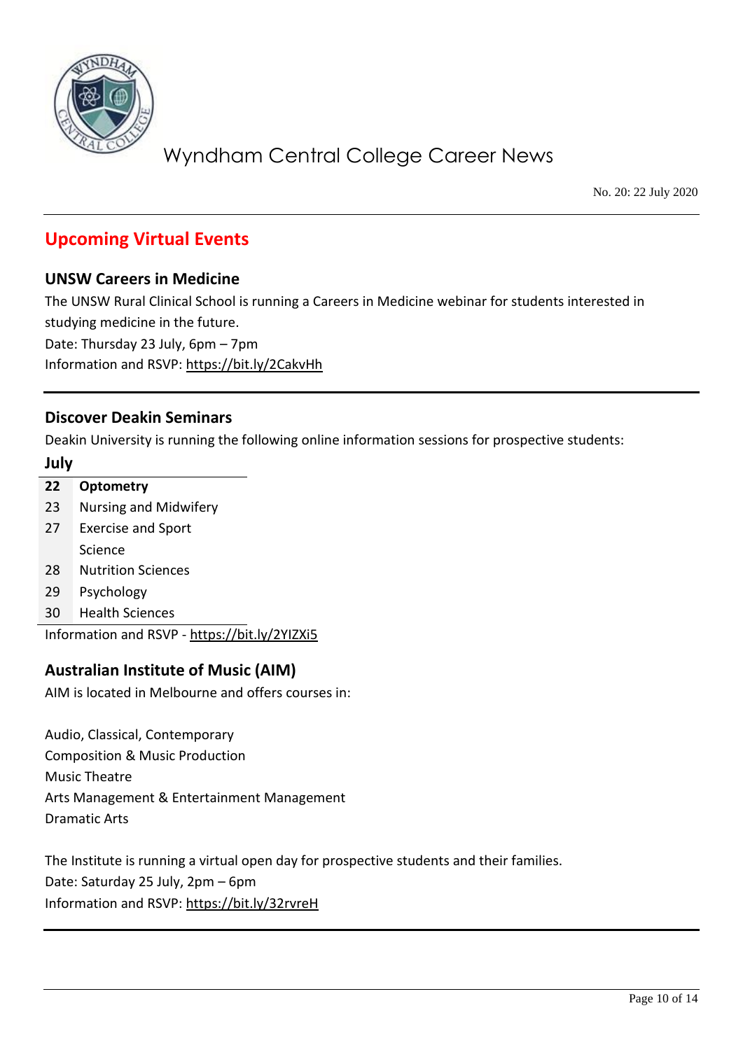## Upcoming Virtual Events

### UNSW Careers in Medicine

The UNSW Rural Clinical School is running a Careers in Medicine webinar for students interested in studying medicine in the future.
Date: Thursday 23 July, 6pm – 7pm
Information and RSVP: https://bit.ly/2CakvHh

---

### Discover Deakin Seminars

Deakin University is running the following online information sessions for prospective students:

| July | |
|---|---|
| **22** | **Optometry** |
| 23 | Nursing and Midwifery |
| 27 | Exercise and Sport Science |
| 28 | Nutrition Sciences |
| 29 | Psychology |
| 30 | Health Sciences |

Information and RSVP - https://bit.ly/2YIZXi5

### Australian Institute of Music (AIM)

AIM is located in Melbourne and offers courses in:

Audio, Classical, Contemporary
Composition & Music Production
Music Theatre
Arts Management & Entertainment Management
Dramatic Arts

The Institute is running a virtual open day for prospective students and their families.
Date: Saturday 25 July, 2pm – 6pm
Information and RSVP: https://bit.ly/32rvreH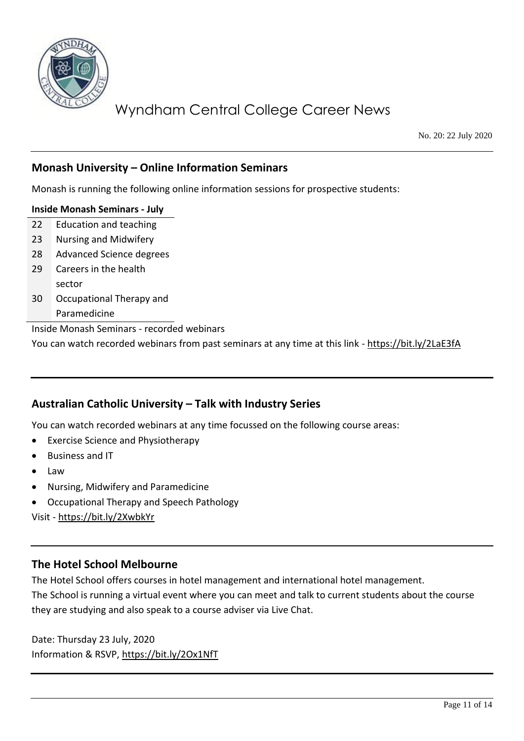## Monash University – Online Information Seminars

Monash is running the following online information sessions for prospective students:

| Inside Monash Seminars - July | |
|---|---|
| 22 | Education and teaching |
| 23 | Nursing and Midwifery |
| 28 | Advanced Science degrees |
| 29 | Careers in the health sector |
| 30 | Occupational Therapy and Paramedicine |

Inside Monash Seminars - recorded webinars

You can watch recorded webinars from past seminars at any time at this link - https://bit.ly/2LaE3fA

## Australian Catholic University – Talk with Industry Series

You can watch recorded webinars at any time focussed on the following course areas:

- Exercise Science and Physiotherapy
- Business and IT
- Law
- Nursing, Midwifery and Paramedicine
- Occupational Therapy and Speech Pathology

Visit - https://bit.ly/2XwbkYr

## The Hotel School Melbourne

The Hotel School offers courses in hotel management and international hotel management.

The School is running a virtual event where you can meet and talk to current students about the course they are studying and also speak to a course adviser via Live Chat.

Date: Thursday 23 July, 2020

Information & RSVP, https://bit.ly/2Ox1NfT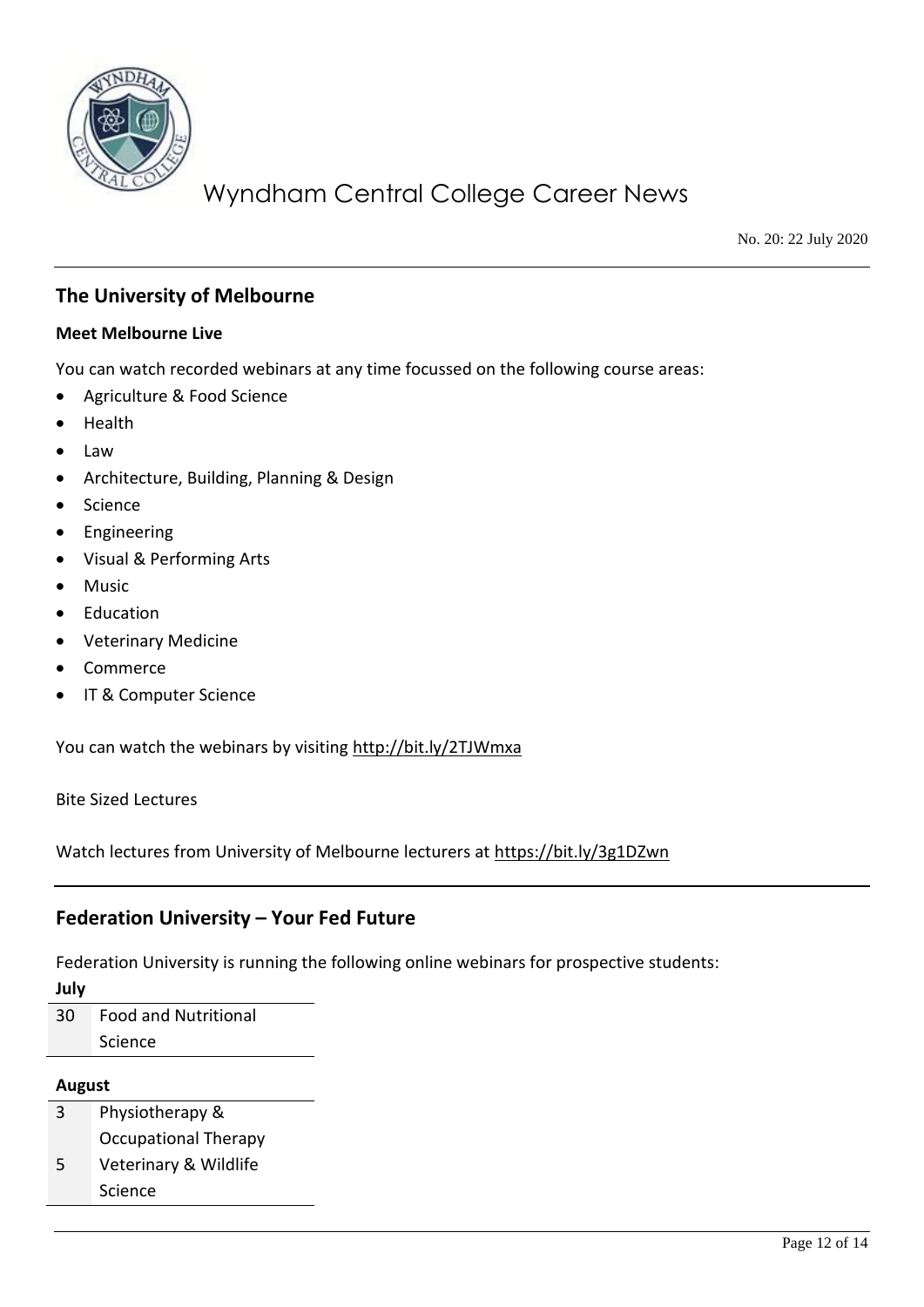## The University of Melbourne

**Meet Melbourne Live**

You can watch recorded webinars at any time focussed on the following course areas:

- Agriculture & Food Science
- Health
- Law
- Architecture, Building, Planning & Design
- Science
- Engineering
- Visual & Performing Arts
- Music
- Education
- Veterinary Medicine
- Commerce
- IT & Computer Science

You can watch the webinars by visiting http://bit.ly/2TJWmxa

Bite Sized Lectures

Watch lectures from University of Melbourne lecturers at https://bit.ly/3g1DZwn

## Federation University – Your Fed Future

Federation University is running the following online webinars for prospective students:

**July**

| | |
|---|---|
| 30 | Food and Nutritional Science |

**August**

| | |
|---|---|
| 3 | Physiotherapy & Occupational Therapy |
| 5 | Veterinary & Wildlife Science |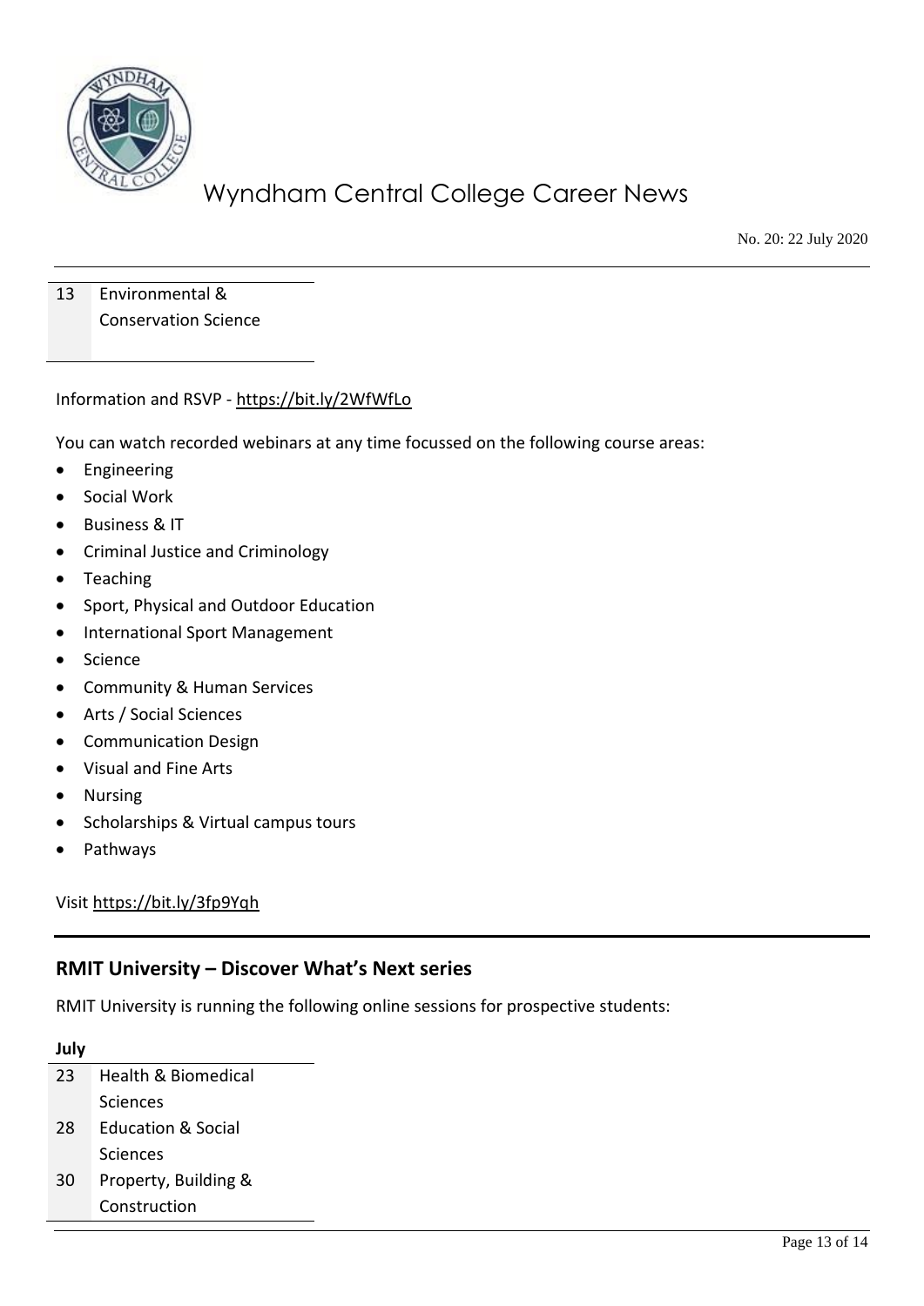| | |
|---|---|
| 13 | Environmental & Conservation Science |

Information and RSVP - https://bit.ly/2WfWfLo

You can watch recorded webinars at any time focussed on the following course areas:

- Engineering
- Social Work
- Business & IT
- Criminal Justice and Criminology
- Teaching
- Sport, Physical and Outdoor Education
- International Sport Management
- Science
- Community & Human Services
- Arts / Social Sciences
- Communication Design
- Visual and Fine Arts
- Nursing
- Scholarships & Virtual campus tours
- Pathways

Visit https://bit.ly/3fp9Yqh

## RMIT University – Discover What's Next series

RMIT University is running the following online sessions for prospective students:

| **July** | |
|---|---|
| 23 | Health & Biomedical Sciences |
| 28 | Education & Social Sciences |
| 30 | Property, Building & Construction |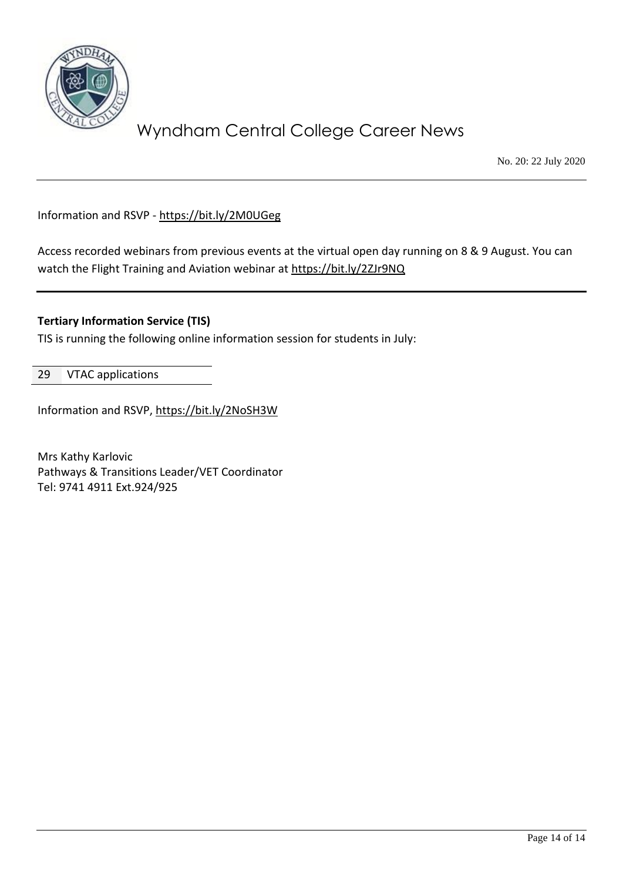Information and RSVP - https://bit.ly/2M0UGeg

Access recorded webinars from previous events at the virtual open day running on 8 & 9 August. You can watch the Flight Training and Aviation webinar at https://bit.ly/2ZJr9NQ

---

**Tertiary Information Service (TIS)**

TIS is running the following online information session for students in July:

| | |
|---|---|
| 29 | VTAC applications |

Information and RSVP, https://bit.ly/2NoSH3W

Mrs Kathy Karlovic
Pathways & Transitions Leader/VET Coordinator
Tel: 9741 4911 Ext.924/925